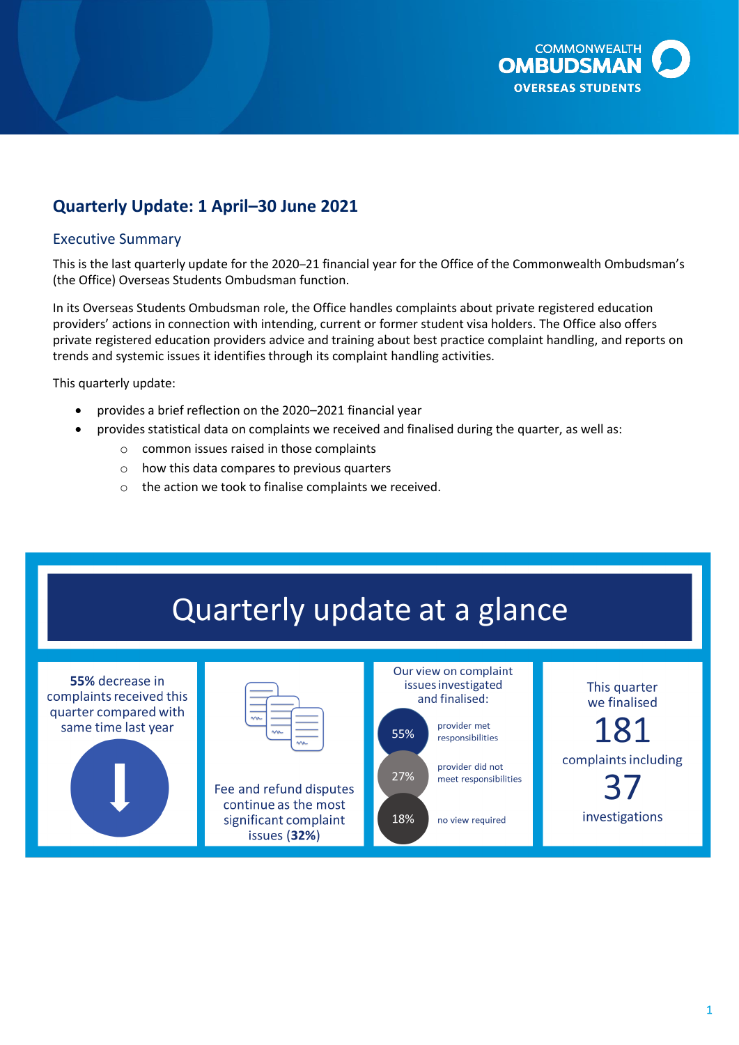COMMONWEALTH OMBUDSMAN OVERSEAS STUDENTS

# Quarterly Update: 1 April–30 June 2021

## Executive Summary

This is the last quarterly update for the 2020–21 financial year for the Office of the Commonwealth Ombudsman's (the Office) Overseas Students Ombudsman function.

In its Overseas Students Ombudsman role, the Office handles complaints about private registered education providers' actions in connection with intending, current or former student visa holders. The Office also offers private registered education providers advice and training about best practice complaint handling, and reports on trends and systemic issues it identifies through its complaint handling activities.

This quarterly update:

- provides a brief reflection on the 2020–2021 financial year
- provides statistical data on complaints we received and finalised during the quarter, as well as:
    - common issues raised in those complaints
    - how this data compares to previous quarters
    - the action we took to finalise complaints we received.

## Quarterly update at a glance

**55%** decrease in complaints received this quarter compared with same time last year

Fee and refund disputes continue as the most significant complaint issues (**32%**)

Our view on complaint issues investigated and finalised:

- 55% provider met responsibilities
- 27% provider did not meet responsibilities
- 18% no view required

This quarter we finalised 181 complaints including 37 investigations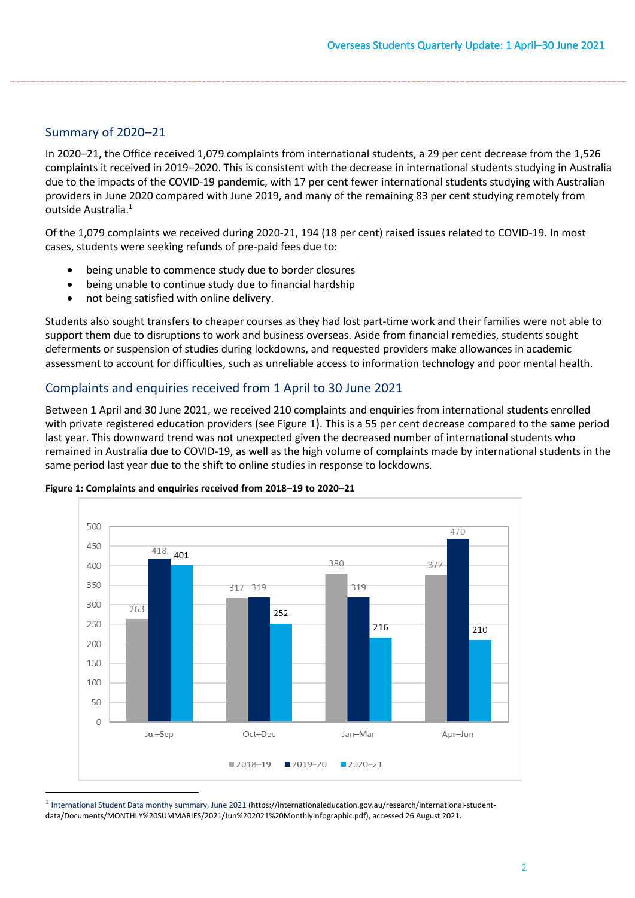## Summary of 2020–21

In 2020–21, the Office received 1,079 complaints from international students, a 29 per cent decrease from the 1,526 complaints it received in 2019–2020. This is consistent with the decrease in international students studying in Australia due to the impacts of the COVID-19 pandemic, with 17 per cent fewer international students studying with Australian providers in June 2020 compared with June 2019, and many of the remaining 83 per cent studying remotely from outside Australia.[1]

Of the 1,079 complaints we received during 2020-21, 194 (18 per cent) raised issues related to COVID-19. In most cases, students were seeking refunds of pre-paid fees due to:

- being unable to commence study due to border closures
- being unable to continue study due to financial hardship
- not being satisfied with online delivery.

Students also sought transfers to cheaper courses as they had lost part-time work and their families were not able to support them due to disruptions to work and business overseas. Aside from financial remedies, students sought deferments or suspension of studies during lockdowns, and requested providers make allowances in academic assessment to account for difficulties, such as unreliable access to information technology and poor mental health.

## Complaints and enquiries received from 1 April to 30 June 2021

Between 1 April and 30 June 2021, we received 210 complaints and enquiries from international students enrolled with private registered education providers (see Figure 1). This is a 55 per cent decrease compared to the same period last year. This downward trend was not unexpected given the decreased number of international students who remained in Australia due to COVID-19, as well as the high volume of complaints made by international students in the same period last year due to the shift to online studies in response to lockdowns.

**Figure 1: Complaints and enquiries received from 2018–19 to 2020–21**

| | 2018–19 | 2019–20 | 2020–21 |
|---|---|---|---|
| Jul–Sep | 263 | 418 | 401 |
| Oct–Dec | 317 | 319 | 252 |
| Jan–Mar | 380 | 319 | 216 |
| Apr–Jun | 377 | 470 | 210 |

[1] International Student Data monthy summary, June 2021 (https://internationaleducation.gov.au/research/international-student-data/Documents/MONTHLY%20SUMMARIES/2021/Jun%202021%20MonthlyInfographic.pdf), accessed 26 August 2021.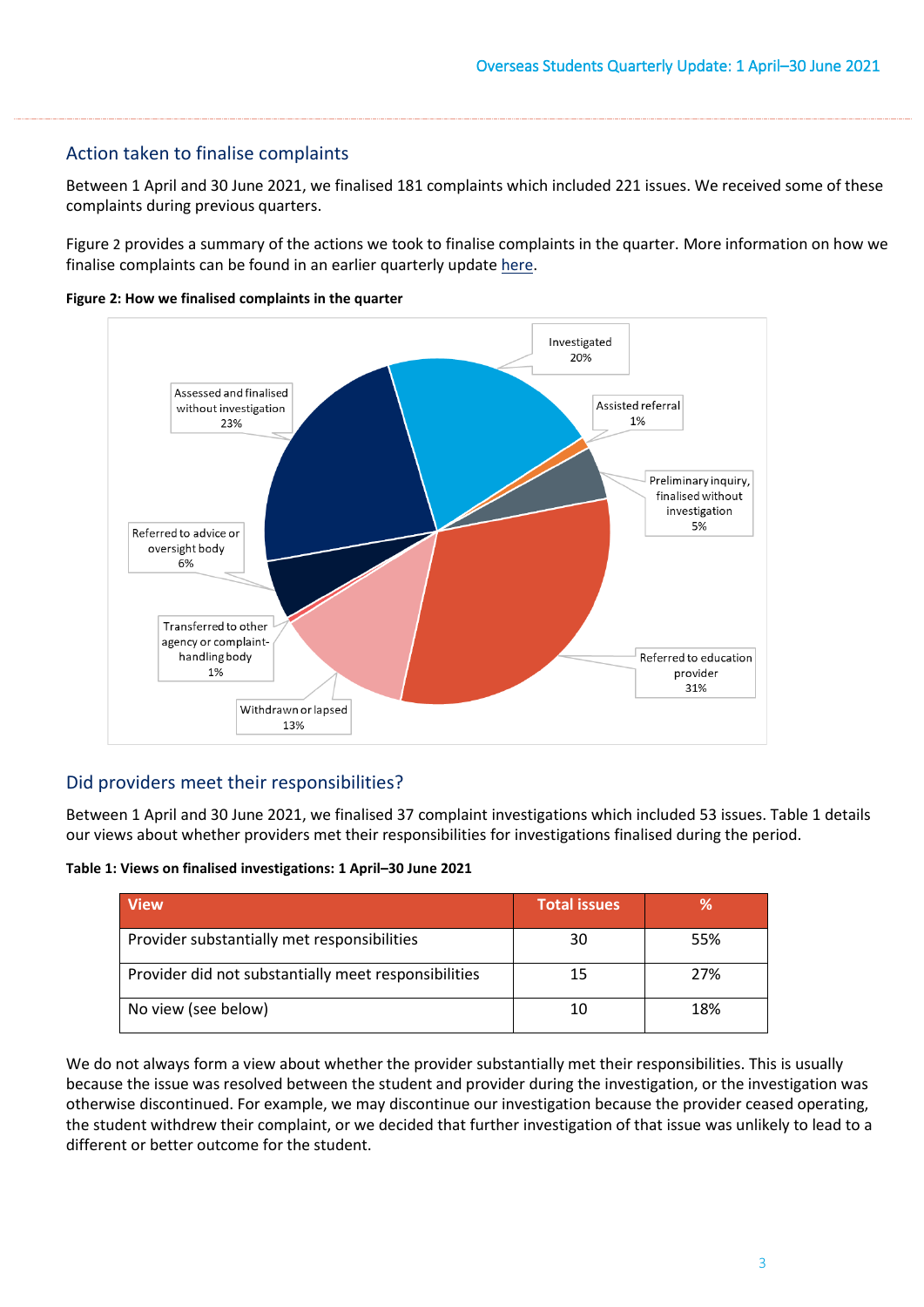## Action taken to finalise complaints

Between 1 April and 30 June 2021, we finalised 181 complaints which included 221 issues. We received some of these complaints during previous quarters.

Figure 2 provides a summary of the actions we took to finalise complaints in the quarter. More information on how we finalise complaints can be found in an earlier quarterly update here.

**Figure 2: How we finalised complaints in the quarter**

- Investigated 20%
- Assisted referral 1%
- Preliminary inquiry, finalised without investigation 5%
- Referred to education provider 31%
- Withdrawn or lapsed 13%
- Transferred to other agency or complaint-handling body 1%
- Referred to advice or oversight body 6%
- Assessed and finalised without investigation 23%

## Did providers meet their responsibilities?

Between 1 April and 30 June 2021, we finalised 37 complaint investigations which included 53 issues. Table 1 details our views about whether providers met their responsibilities for investigations finalised during the period.

**Table 1: Views on finalised investigations: 1 April–30 June 2021**

| View | Total issues | % |
|---|---|---|
| Provider substantially met responsibilities | 30 | 55% |
| Provider did not substantially meet responsibilities | 15 | 27% |
| No view (see below) | 10 | 18% |

We do not always form a view about whether the provider substantially met their responsibilities. This is usually because the issue was resolved between the student and provider during the investigation, or the investigation was otherwise discontinued. For example, we may discontinue our investigation because the provider ceased operating, the student withdrew their complaint, or we decided that further investigation of that issue was unlikely to lead to a different or better outcome for the student.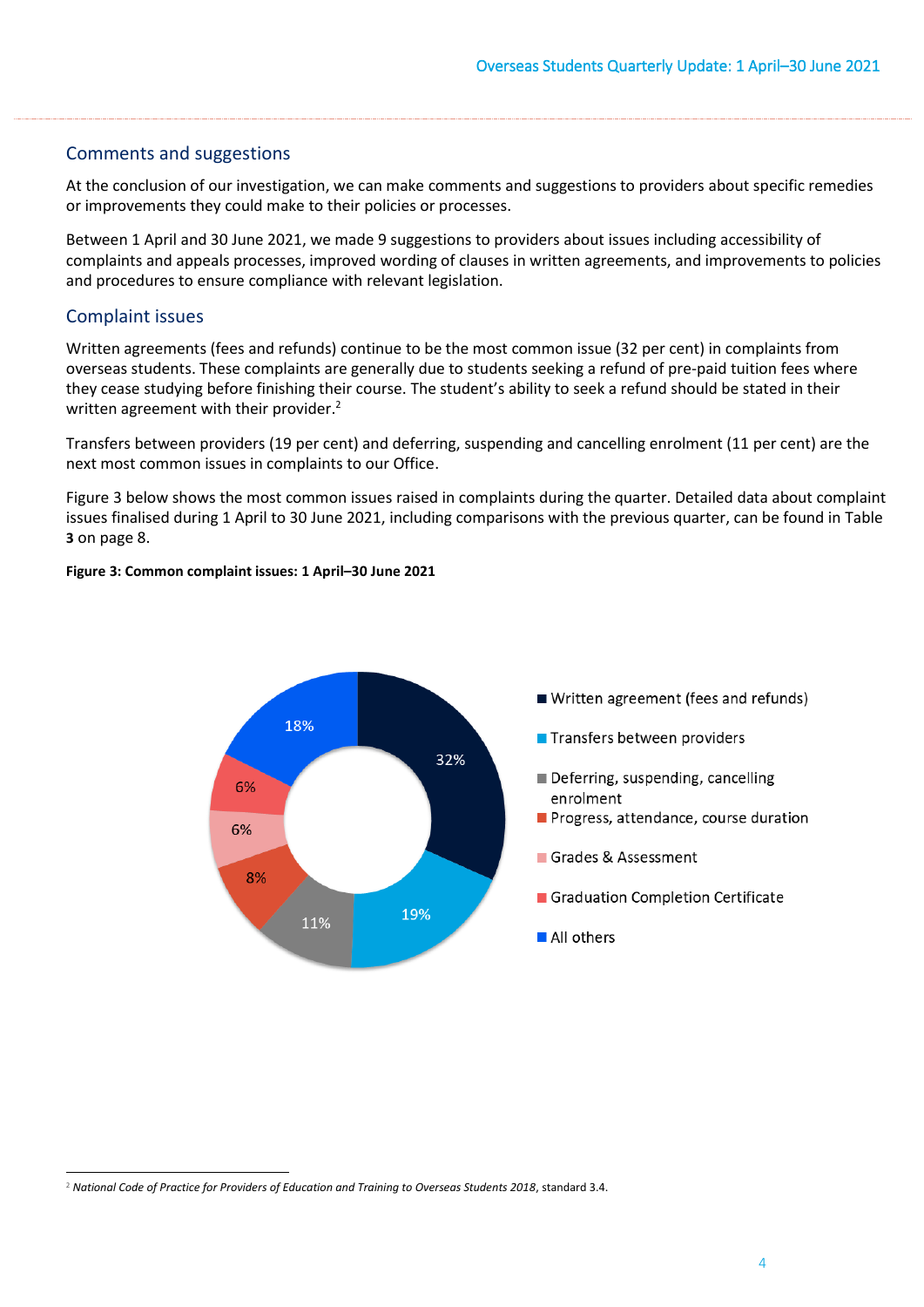## Comments and suggestions

At the conclusion of our investigation, we can make comments and suggestions to providers about specific remedies or improvements they could make to their policies or processes.

Between 1 April and 30 June 2021, we made 9 suggestions to providers about issues including accessibility of complaints and appeals processes, improved wording of clauses in written agreements, and improvements to policies and procedures to ensure compliance with relevant legislation.

## Complaint issues

Written agreements (fees and refunds) continue to be the most common issue (32 per cent) in complaints from overseas students. These complaints are generally due to students seeking a refund of pre-paid tuition fees where they cease studying before finishing their course. The student's ability to seek a refund should be stated in their written agreement with their provider.[2]

Transfers between providers (19 per cent) and deferring, suspending and cancelling enrolment (11 per cent) are the next most common issues in complaints to our Office.

Figure 3 below shows the most common issues raised in complaints during the quarter. Detailed data about complaint issues finalised during 1 April to 30 June 2021, including comparisons with the previous quarter, can be found in Table **3** on page 8.

**Figure 3: Common complaint issues: 1 April–30 June 2021**

| Issue | Per cent |
| --- | --- |
| Written agreement (fees and refunds) | 32% |
| Transfers between providers | 19% |
| Deferring, suspending, cancelling enrolment | 11% |
| Progress, attendance, course duration | 8% |
| Grades & Assessment | 6% |
| Graduation Completion Certificate | 6% |
| All others | 18% |

[2] *National Code of Practice for Providers of Education and Training to Overseas Students 2018*, standard 3.4.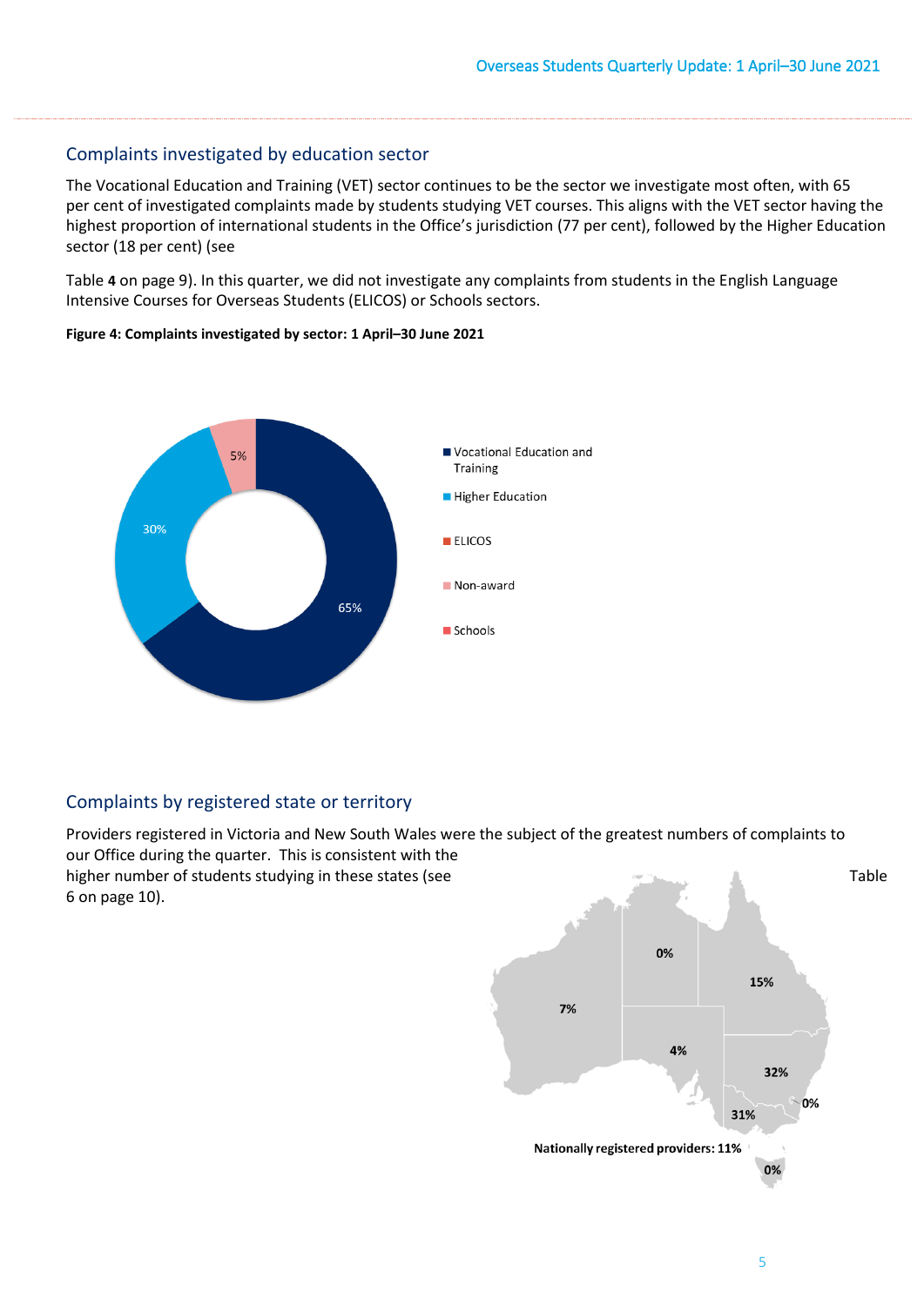## Complaints investigated by education sector

The Vocational Education and Training (VET) sector continues to be the sector we investigate most often, with 65 per cent of investigated complaints made by students studying VET courses. This aligns with the VET sector having the highest proportion of international students in the Office's jurisdiction (77 per cent), followed by the Higher Education sector (18 per cent) (see

Table **4** on page 9). In this quarter, we did not investigate any complaints from students in the English Language Intensive Courses for Overseas Students (ELICOS) or Schools sectors.

**Figure 4: Complaints investigated by sector: 1 April–30 June 2021**

| Sector | Per cent |
|---|---|
| Vocational Education and Training | 65% |
| Higher Education | 30% |
| ELICOS | |
| Non-award | 5% |
| Schools | |

## Complaints by registered state or territory

Providers registered in Victoria and New South Wales were the subject of the greatest numbers of complaints to our Office during the quarter. This is consistent with the higher number of students studying in these states (see Table 6 on page 10).

| State or territory | Per cent |
|---|---|
| Western Australia | 7% |
| Northern Territory | 0% |
| Queensland | 15% |
| South Australia | 4% |
| New South Wales | 32% |
| Australian Capital Territory | 0% |
| Victoria | 31% |
| Tasmania | 0% |

Nationally registered providers: 11%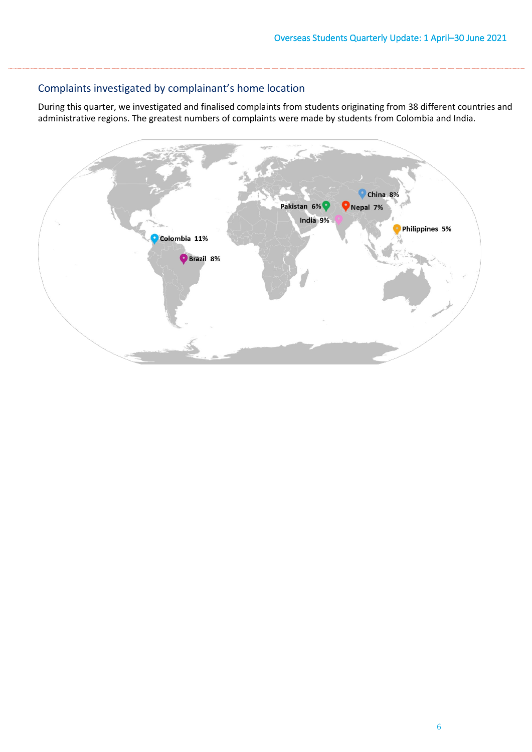## Complaints investigated by complainant's home location

During this quarter, we investigated and finalised complaints from students originating from 38 different countries and administrative regions. The greatest numbers of complaints were made by students from Colombia and India.

China 8%

Pakistan 6%

Nepal 7%

India 9%

Philippines 5%

Colombia 11%

Brazil 8%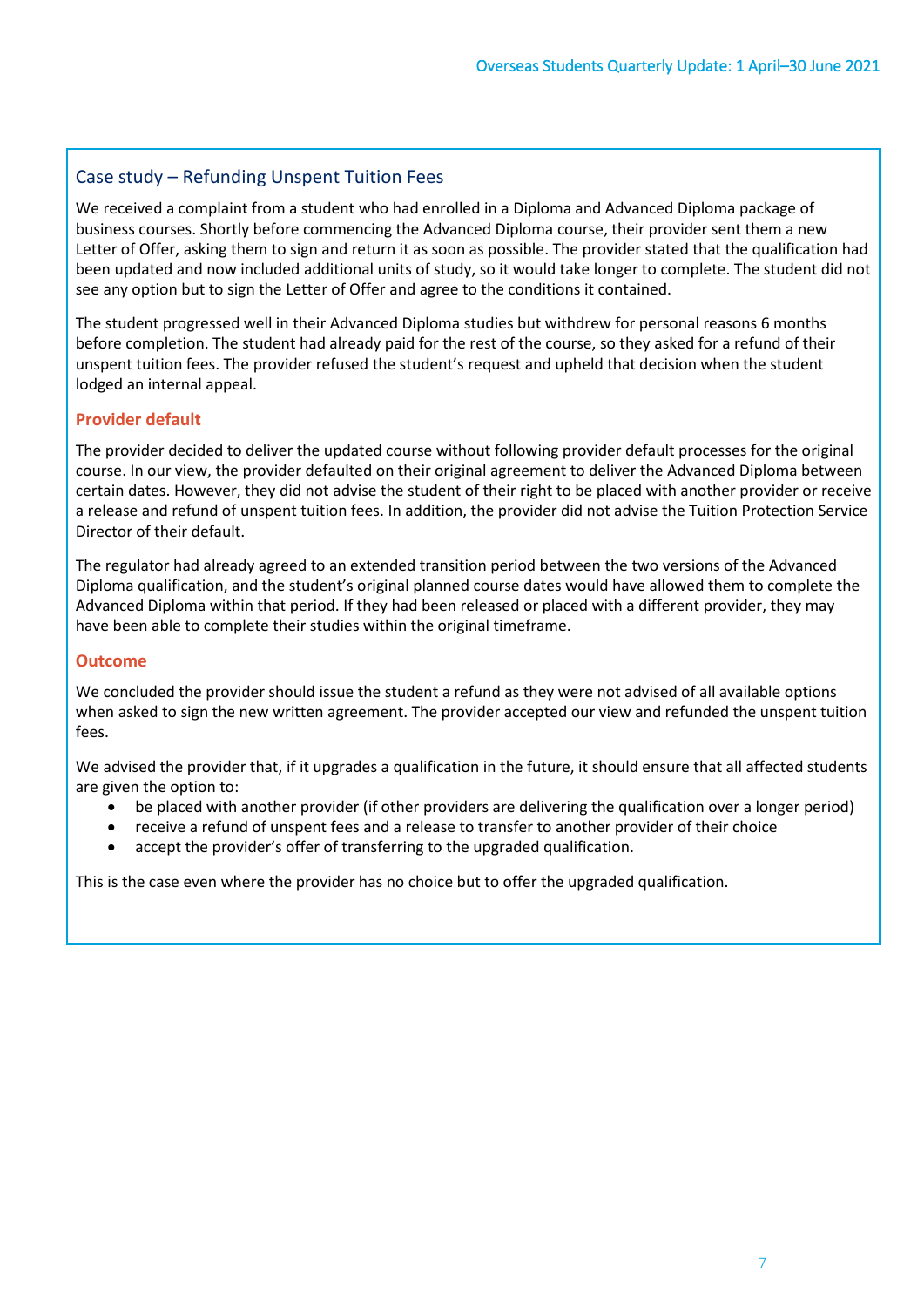## Case study – Refunding Unspent Tuition Fees

We received a complaint from a student who had enrolled in a Diploma and Advanced Diploma package of business courses. Shortly before commencing the Advanced Diploma course, their provider sent them a new Letter of Offer, asking them to sign and return it as soon as possible. The provider stated that the qualification had been updated and now included additional units of study, so it would take longer to complete. The student did not see any option but to sign the Letter of Offer and agree to the conditions it contained.

The student progressed well in their Advanced Diploma studies but withdrew for personal reasons 6 months before completion. The student had already paid for the rest of the course, so they asked for a refund of their unspent tuition fees. The provider refused the student's request and upheld that decision when the student lodged an internal appeal.

### Provider default

The provider decided to deliver the updated course without following provider default processes for the original course. In our view, the provider defaulted on their original agreement to deliver the Advanced Diploma between certain dates. However, they did not advise the student of their right to be placed with another provider or receive a release and refund of unspent tuition fees. In addition, the provider did not advise the Tuition Protection Service Director of their default.

The regulator had already agreed to an extended transition period between the two versions of the Advanced Diploma qualification, and the student's original planned course dates would have allowed them to complete the Advanced Diploma within that period. If they had been released or placed with a different provider, they may have been able to complete their studies within the original timeframe.

### Outcome

We concluded the provider should issue the student a refund as they were not advised of all available options when asked to sign the new written agreement. The provider accepted our view and refunded the unspent tuition fees.

We advised the provider that, if it upgrades a qualification in the future, it should ensure that all affected students are given the option to:

- be placed with another provider (if other providers are delivering the qualification over a longer period)
- receive a refund of unspent fees and a release to transfer to another provider of their choice
- accept the provider's offer of transferring to the upgraded qualification.

This is the case even where the provider has no choice but to offer the upgraded qualification.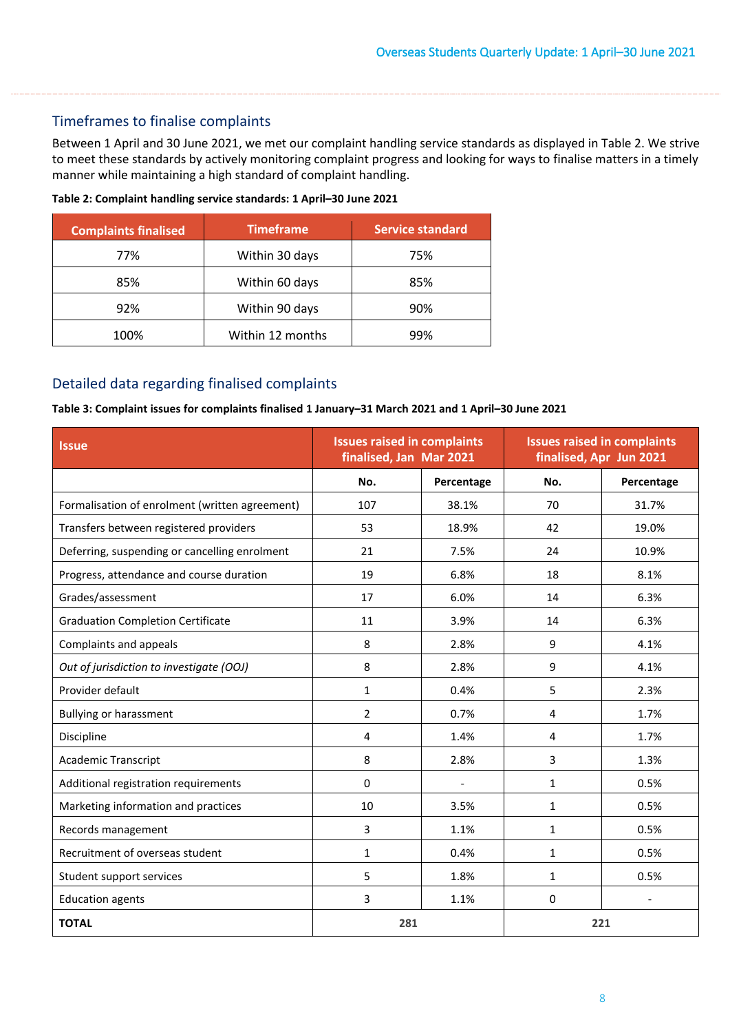## Timeframes to finalise complaints

Between 1 April and 30 June 2021, we met our complaint handling service standards as displayed in Table 2. We strive to meet these standards by actively monitoring complaint progress and looking for ways to finalise matters in a timely manner while maintaining a high standard of complaint handling.

**Table 2: Complaint handling service standards: 1 April–30 June 2021**

| Complaints finalised | Timeframe | Service standard |
|---|---|---|
| 77% | Within 30 days | 75% |
| 85% | Within 60 days | 85% |
| 92% | Within 90 days | 90% |
| 100% | Within 12 months | 99% |

## Detailed data regarding finalised complaints

**Table 3: Complaint issues for complaints finalised 1 January–31 March 2021 and 1 April–30 June 2021**

| Issue | Issues raised in complaints finalised, Jan Mar 2021 | | Issues raised in complaints finalised, Apr Jun 2021 | |
|---|---|---|---|---|
| | **No.** | **Percentage** | **No.** | **Percentage** |
| Formalisation of enrolment (written agreement) | 107 | 38.1% | 70 | 31.7% |
| Transfers between registered providers | 53 | 18.9% | 42 | 19.0% |
| Deferring, suspending or cancelling enrolment | 21 | 7.5% | 24 | 10.9% |
| Progress, attendance and course duration | 19 | 6.8% | 18 | 8.1% |
| Grades/assessment | 17 | 6.0% | 14 | 6.3% |
| Graduation Completion Certificate | 11 | 3.9% | 14 | 6.3% |
| Complaints and appeals | 8 | 2.8% | 9 | 4.1% |
| *Out of jurisdiction to investigate (OOJ)* | 8 | 2.8% | 9 | 4.1% |
| Provider default | 1 | 0.4% | 5 | 2.3% |
| Bullying or harassment | 2 | 0.7% | 4 | 1.7% |
| Discipline | 4 | 1.4% | 4 | 1.7% |
| Academic Transcript | 8 | 2.8% | 3 | 1.3% |
| Additional registration requirements | 0 | - | 1 | 0.5% |
| Marketing information and practices | 10 | 3.5% | 1 | 0.5% |
| Records management | 3 | 1.1% | 1 | 0.5% |
| Recruitment of overseas student | 1 | 0.4% | 1 | 0.5% |
| Student support services | 5 | 1.8% | 1 | 0.5% |
| Education agents | 3 | 1.1% | 0 | - |
| **TOTAL** | **281** | | **221** | |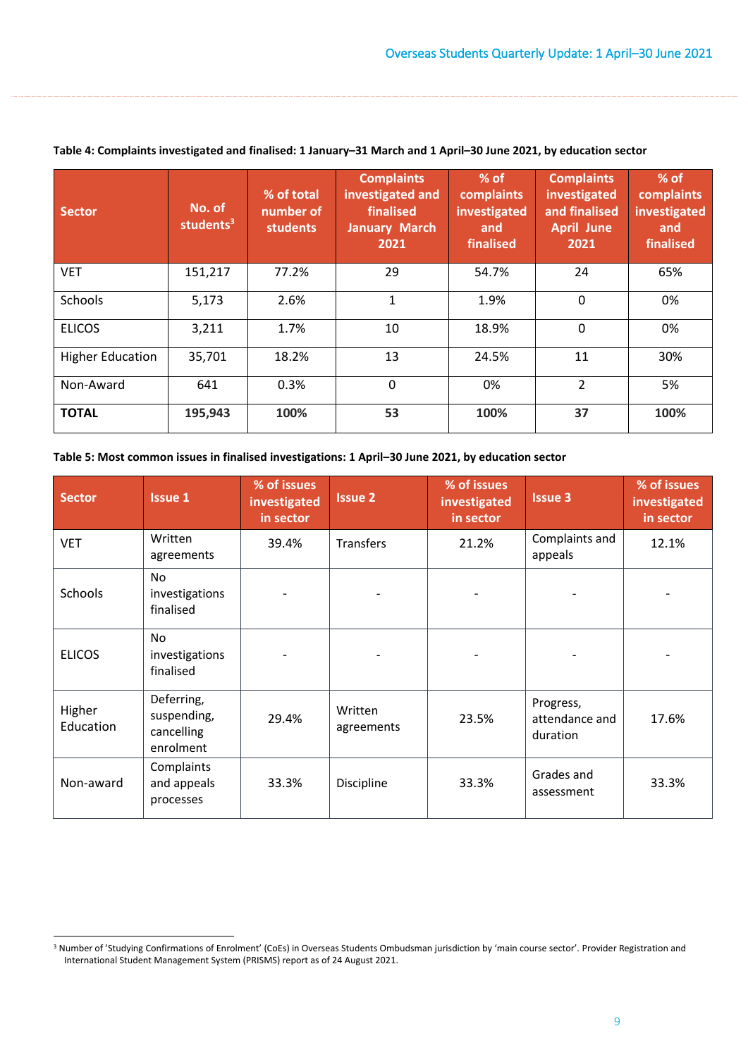**Table 4: Complaints investigated and finalised: 1 January–31 March and 1 April–30 June 2021, by education sector**

| Sector | No. of students[3] | % of total number of students | Complaints investigated and finalised January March 2021 | % of complaints investigated and finalised | Complaints investigated and finalised April June 2021 | % of complaints investigated and finalised |
|---|---|---|---|---|---|---|
| VET | 151,217 | 77.2% | 29 | 54.7% | 24 | 65% |
| Schools | 5,173 | 2.6% | 1 | 1.9% | 0 | 0% |
| ELICOS | 3,211 | 1.7% | 10 | 18.9% | 0 | 0% |
| Higher Education | 35,701 | 18.2% | 13 | 24.5% | 11 | 30% |
| Non-Award | 641 | 0.3% | 0 | 0% | 2 | 5% |
| **TOTAL** | **195,943** | **100%** | **53** | **100%** | **37** | **100%** |

**Table 5: Most common issues in finalised investigations: 1 April–30 June 2021, by education sector**

| Sector | Issue 1 | % of issues investigated in sector | Issue 2 | % of issues investigated in sector | Issue 3 | % of issues investigated in sector |
|---|---|---|---|---|---|---|
| VET | Written agreements | 39.4% | Transfers | 21.2% | Complaints and appeals | 12.1% |
| Schools | No investigations finalised | - | - | - | - | - |
| ELICOS | No investigations finalised | - | - | - | - | - |
| Higher Education | Deferring, suspending, cancelling enrolment | 29.4% | Written agreements | 23.5% | Progress, attendance and duration | 17.6% |
| Non-award | Complaints and appeals processes | 33.3% | Discipline | 33.3% | Grades and assessment | 33.3% |

[3] Number of 'Studying Confirmations of Enrolment' (CoEs) in Overseas Students Ombudsman jurisdiction by 'main course sector'. Provider Registration and International Student Management System (PRISMS) report as of 24 August 2021.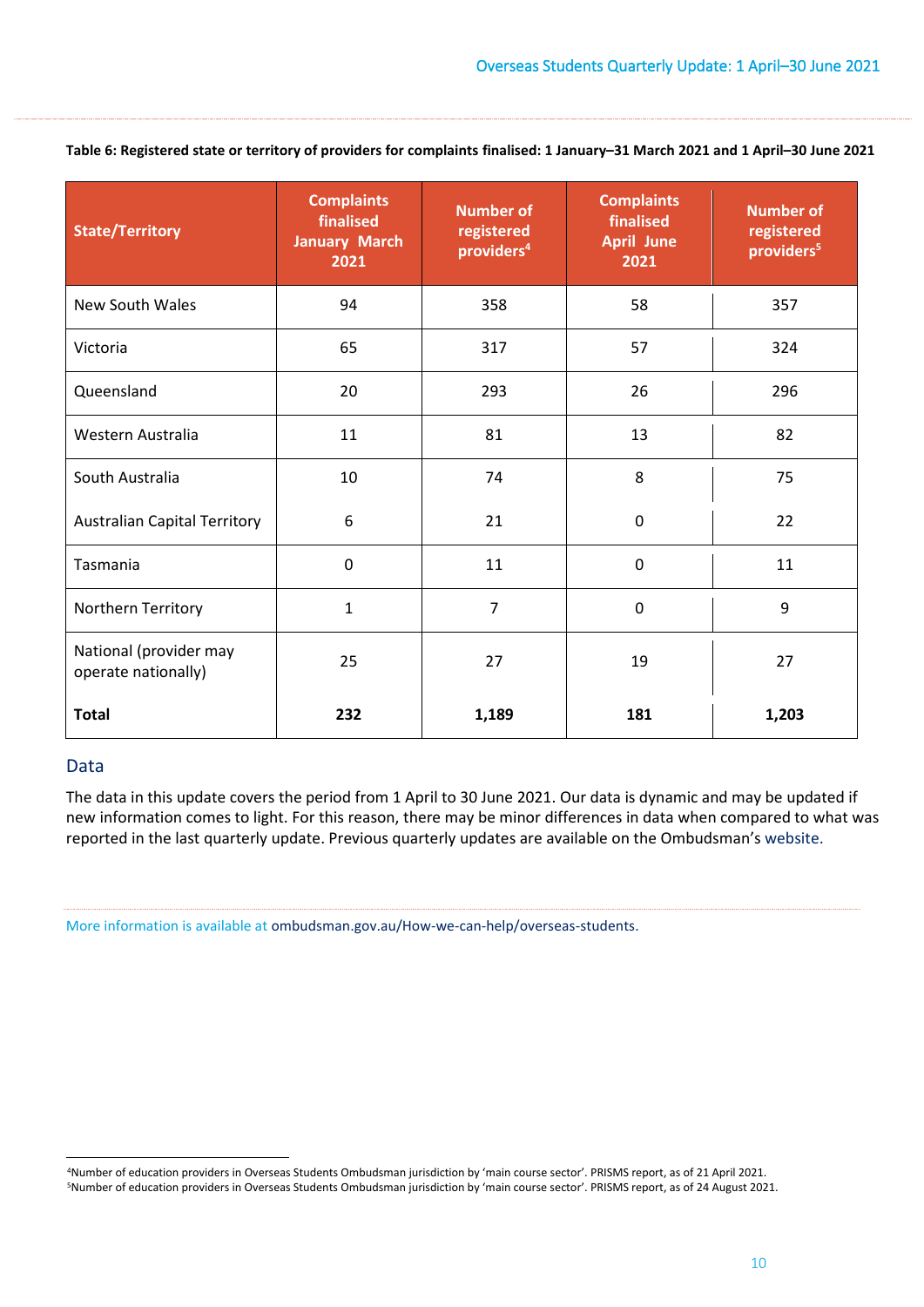**Table 6: Registered state or territory of providers for complaints finalised: 1 January–31 March 2021 and 1 April–30 June 2021**

| State/Territory | Complaints finalised January March 2021 | Number of registered providers[4] | Complaints finalised April June 2021 | Number of registered providers[5] |
|---|---|---|---|---|
| New South Wales | 94 | 358 | 58 | 357 |
| Victoria | 65 | 317 | 57 | 324 |
| Queensland | 20 | 293 | 26 | 296 |
| Western Australia | 11 | 81 | 13 | 82 |
| South Australia | 10 | 74 | 8 | 75 |
| Australian Capital Territory | 6 | 21 | 0 | 22 |
| Tasmania | 0 | 11 | 0 | 11 |
| Northern Territory | 1 | 7 | 0 | 9 |
| National (provider may operate nationally) | 25 | 27 | 19 | 27 |
| **Total** | **232** | **1,189** | **181** | **1,203** |

## Data

The data in this update covers the period from 1 April to 30 June 2021. Our data is dynamic and may be updated if new information comes to light. For this reason, there may be minor differences in data when compared to what was reported in the last quarterly update. Previous quarterly updates are available on the Ombudsman's website.

More information is available at ombudsman.gov.au/How-we-can-help/overseas-students.

[4] Number of education providers in Overseas Students Ombudsman jurisdiction by 'main course sector'. PRISMS report, as of 21 April 2021.

[5] Number of education providers in Overseas Students Ombudsman jurisdiction by 'main course sector'. PRISMS report, as of 24 August 2021.